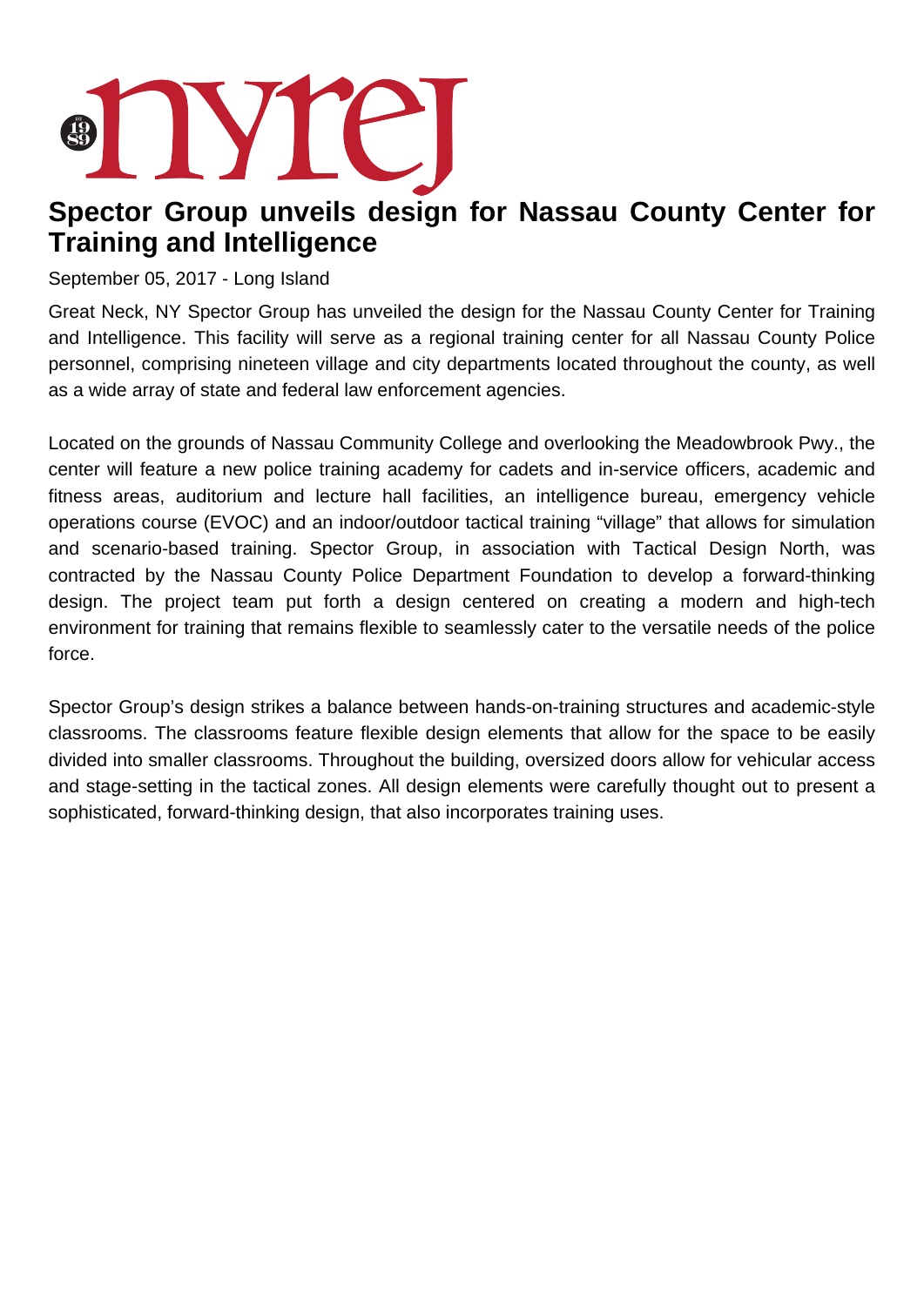# Spector Group unveils design for Nassau County Center for Training and Intelligence

September 05, 2017 - Long Island

Great Neck, NY Spector Group has unveiled the design for the Nassau County Center for Training and Intelligence. This facility will serve as a regional training center for all Nassau County Police personnel, comprising nineteen village and city departments located throughout the county, as well as a wide array of state and federal law enforcement agencies.

Located on the grounds of Nassau Community College and overlooking the Meadowbrook Pwy., the center will feature a new police training academy for cadets and in-service officers, academic and fitness areas, auditorium and lecture hall facilities, an intelligence bureau, emergency vehicle operations course (EVOC) and an indoor/outdoor tactical training "village" that allows for simulation and scenario-based training. Spector Group, in association with Tactical Design North, was contracted by the Nassau County Police Department Foundation to develop a forward-thinking design. The project team put forth a design centered on creating a modern and high-tech environment for training that remains flexible to seamlessly cater to the versatile needs of the police force.

Spector Group's design strikes a balance between hands-on-training structures and academic-style classrooms. The classrooms feature flexible design elements that allow for the space to be easily divided into smaller classrooms. Throughout the building, oversized doors allow for vehicular access and stage-setting in the tactical zones. All design elements were carefully thought out to present a sophisticated, forward-thinking design, that also incorporates training uses.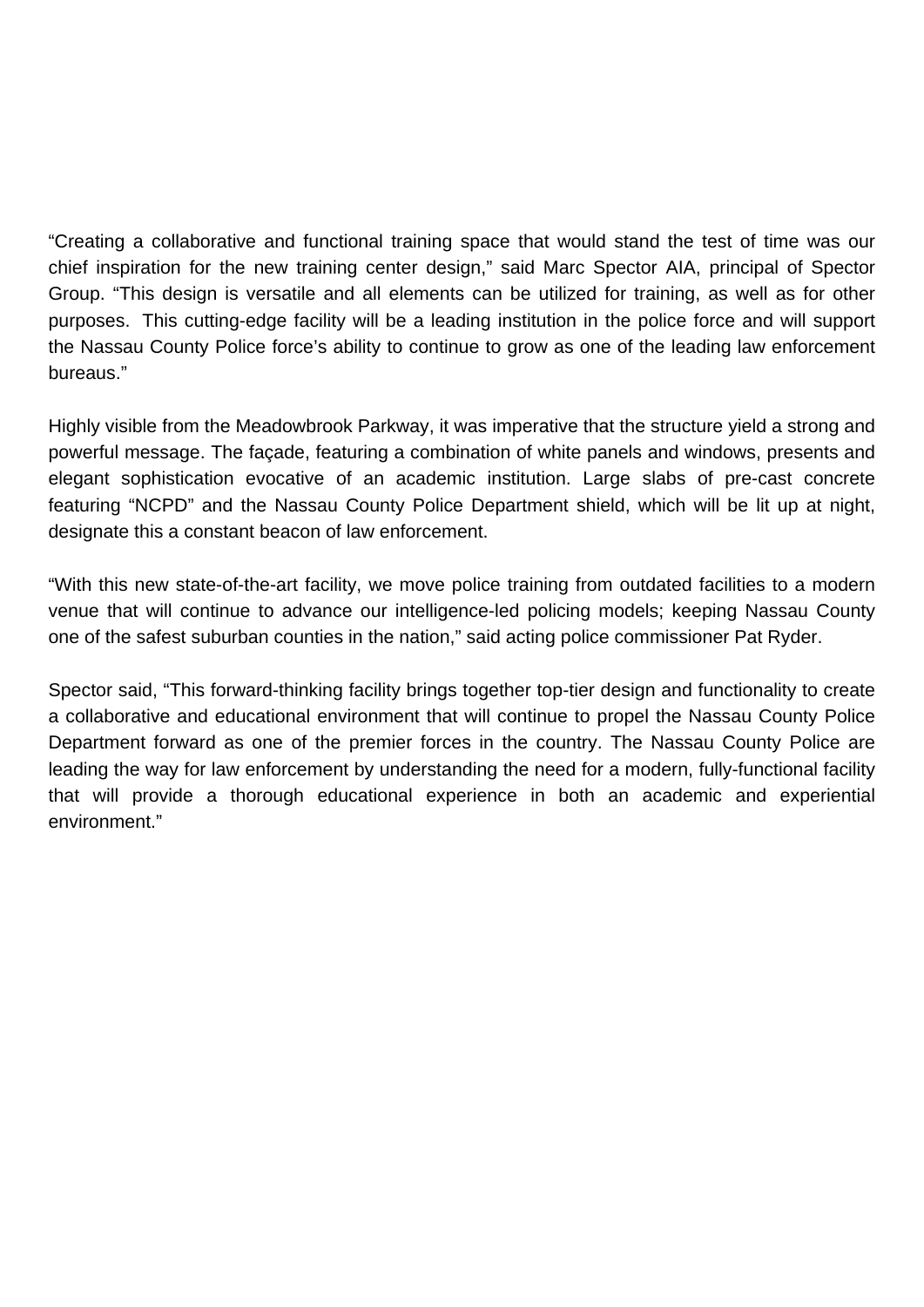“Creating a collaborative and functional training space that would stand the test of time was our chief inspiration for the new training center design,” said Marc Spector AIA, principal of Spector Group. “This design is versatile and all elements can be utilized for training, as well as for other purposes.  This cutting-edge facility will be a leading institution in the police force and will support the Nassau County Police force’s ability to continue to grow as one of the leading law enforcement bureaus.”

Highly visible from the Meadowbrook Parkway, it was imperative that the structure yield a strong and powerful message. The façade, featuring a combination of white panels and windows, presents and elegant sophistication evocative of an academic institution. Large slabs of pre-cast concrete featuring “NCPD” and the Nassau County Police Department shield, which will be lit up at night, designate this a constant beacon of law enforcement.

“With this new state-of-the-art facility, we move police training from outdated facilities to a modern venue that will continue to advance our intelligence-led policing models; keeping Nassau County one of the safest suburban counties in the nation,” said acting police commissioner Pat Ryder.

Spector said, “This forward-thinking facility brings together top-tier design and functionality to create a collaborative and educational environment that will continue to propel the Nassau County Police Department forward as one of the premier forces in the country. The Nassau County Police are leading the way for law enforcement by understanding the need for a modern, fully-functional facility that will provide a thorough educational experience in both an academic and experiential environment.”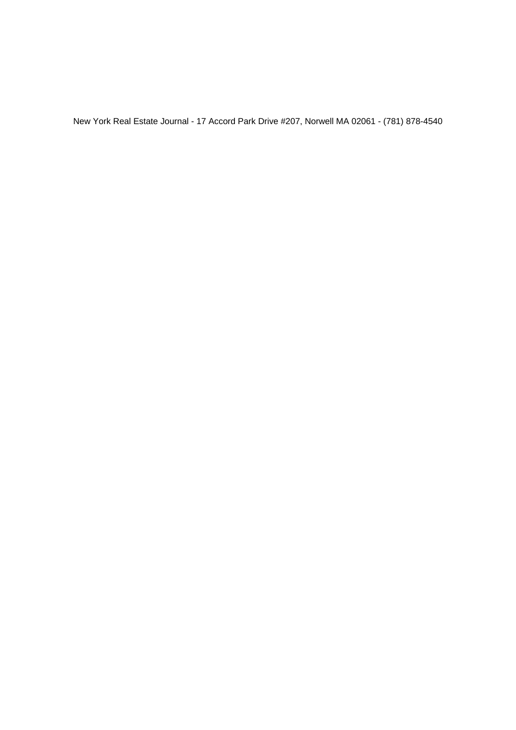New York Real Estate Journal - 17 Accord Park Drive #207, Norwell MA 02061 - (781) 878-4540